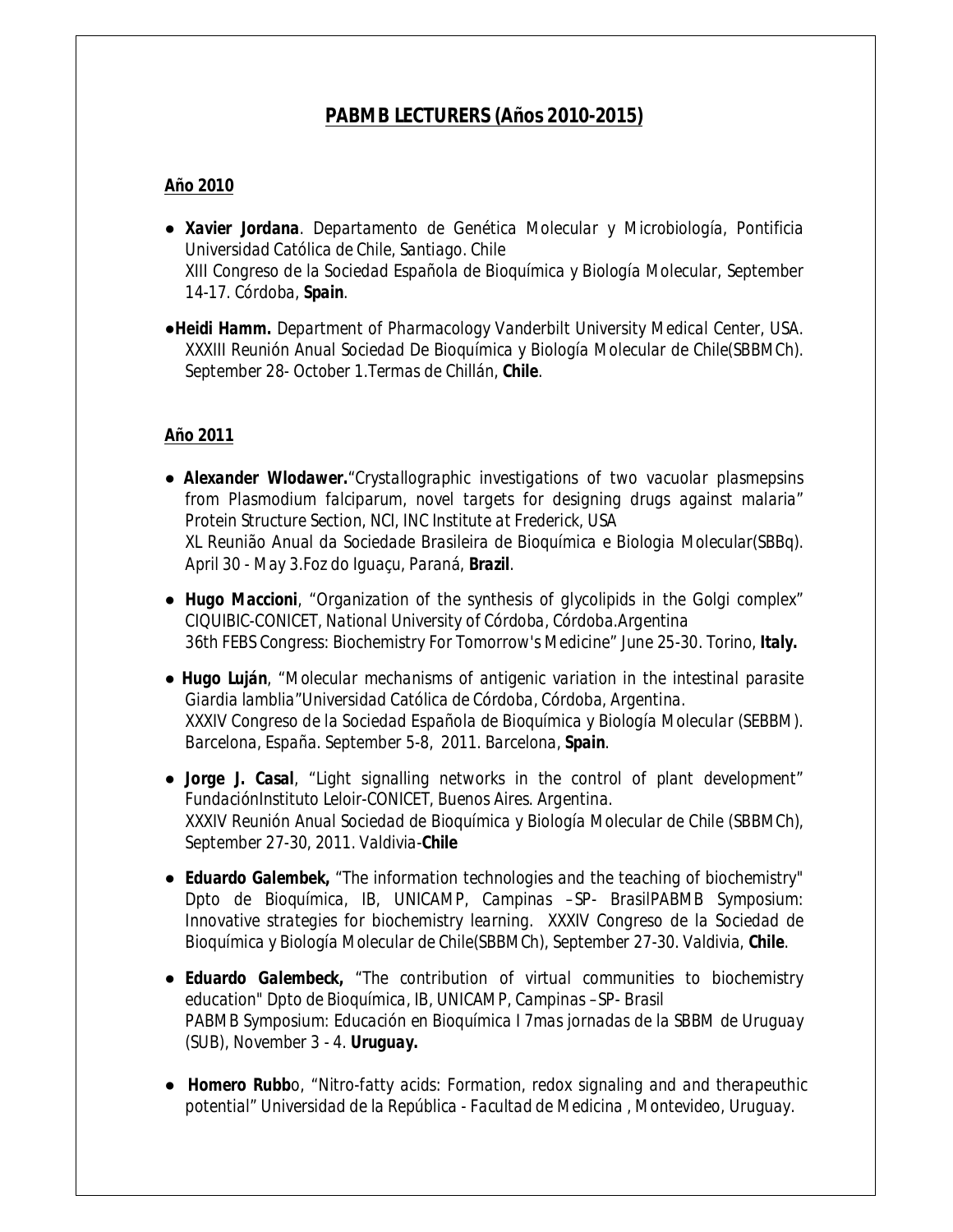# PABMB LECTURERS (Años 2010-2015)

## Año 2010

- **Xavier Jordana**. Departamento de Genética Molecular y Microbiología, Pontificia Universidad Católica de Chile, Santiago. Chile
  XIII Congreso de la Sociedad Española de Bioquímica y Biología Molecular, September 14-17. Córdoba, **Spain**.

- **Heidi Hamm.** Department of Pharmacology Vanderbilt University Medical Center, USA.
  XXXIII Reunión Anual Sociedad De Bioquímica y Biología Molecular de Chile(SBBMCh). September 28- October 1.Termas de Chillán, **Chile**.

## Año 2011

- **Alexander Wlodawer.**"Crystallographic investigations of two vacuolar plasmepsins from Plasmodium falciparum, novel targets for designing drugs against malaria" Protein Structure Section, NCI, INC Institute at Frederick, USA
  XL Reunião Anual da Sociedade Brasileira de Bioquímica e Biologia Molecular(SBBq). April 30 - May 3.Foz do Iguaçu, Paraná, **Brazil**.

- **Hugo Maccioni**, "Organization of the synthesis of glycolipids in the Golgi complex" CIQUIBIC-CONICET, National University of Córdoba, Córdoba.Argentina
  36th FEBS Congress: Biochemistry For Tomorrow's Medicine" June 25-30. Torino, **Italy.**

- **Hugo Luján**, "Molecular mechanisms of antigenic variation in the intestinal parasite Giardia lamblia"Universidad Católica de Córdoba, Córdoba, Argentina.
  XXXIV Congreso de la Sociedad Española de Bioquímica y Biología Molecular (SEBBM). Barcelona, España. September 5-8, 2011. Barcelona, **Spain**.

- **Jorge J. Casal**, "Light signalling networks in the control of plant development" FundaciónInstituto Leloir-CONICET, Buenos Aires. Argentina.
  XXXIV Reunión Anual Sociedad de Bioquímica y Biología Molecular de Chile (SBBMCh), September 27-30, 2011. Valdivia-**Chile**

- **Eduardo Galembek,** "The information technologies and the teaching of biochemistry" Dpto de Bioquímica, IB, UNICAMP, Campinas –SP- BrasilPABMB Symposium: Innovative strategies for biochemistry learning. XXXIV Congreso de la Sociedad de Bioquímica y Biología Molecular de Chile(SBBMCh), September 27-30. Valdivia, **Chile**.

- **Eduardo Galembeck,** "The contribution of virtual communities to biochemistry education" Dpto de Bioquímica, IB, UNICAMP, Campinas –SP- Brasil
  PABMB Symposium: Educación en Bioquímica I 7mas jornadas de la SBBM de Uruguay (SUB), November 3 - 4. **Uruguay.**

- **Homero Rubb**o, "Nitro-fatty acids: Formation, redox signaling and and therapeuthic potential" Universidad de la República - Facultad de Medicina , Montevideo, Uruguay.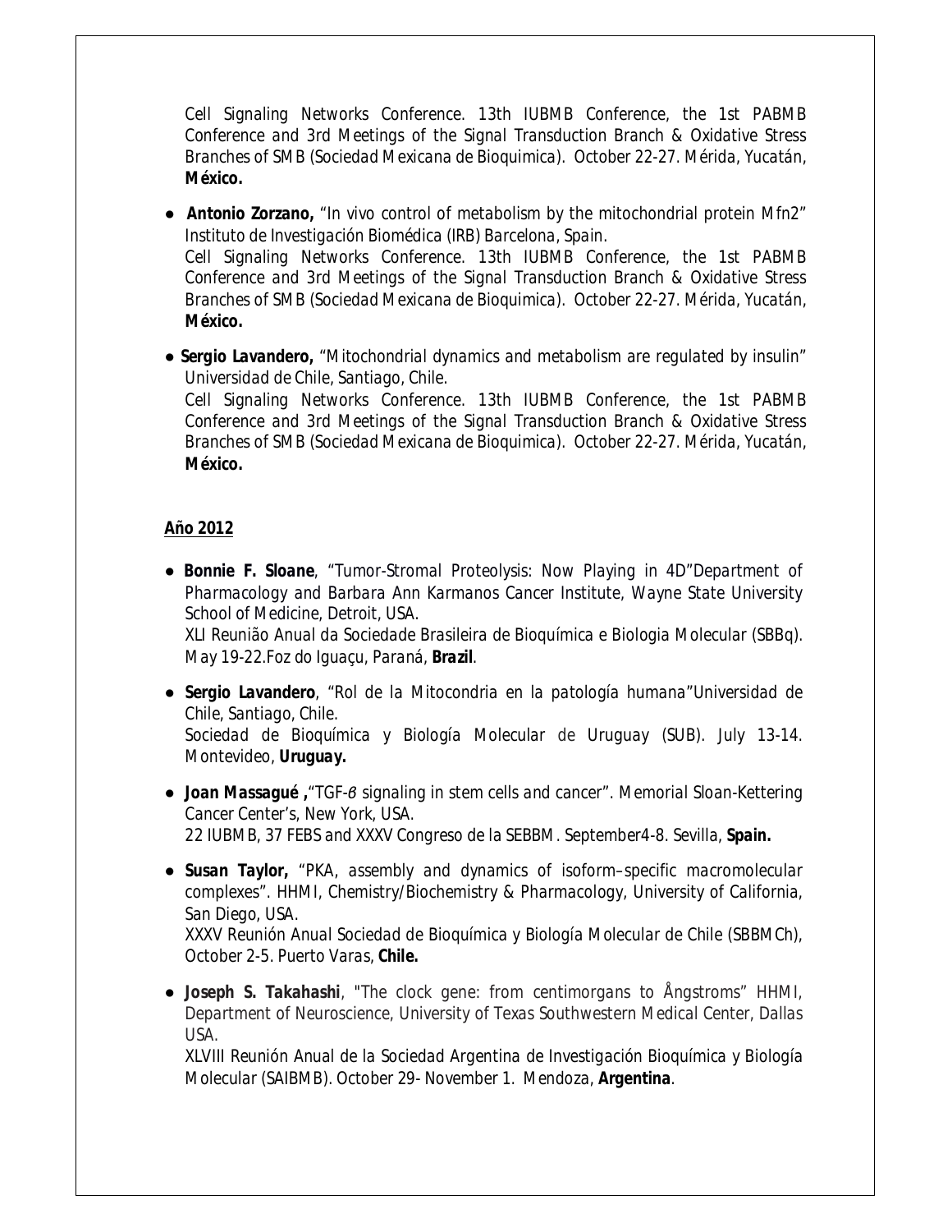Cell Signaling Networks Conference. 13th IUBMB Conference, the 1st PABMB Conference and 3rd Meetings of the Signal Transduction Branch & Oxidative Stress Branches of SMB (Sociedad Mexicana de Bioquimica). October 22-27. Mérida, Yucatán, **México.**

- **Antonio Zorzano,** "In vivo control of metabolism by the mitochondrial protein Mfn2" Instituto de Investigación Biomédica (IRB) Barcelona, Spain.
  Cell Signaling Networks Conference. 13th IUBMB Conference, the 1st PABMB Conference and 3rd Meetings of the Signal Transduction Branch & Oxidative Stress Branches of SMB (Sociedad Mexicana de Bioquimica). October 22-27. Mérida, Yucatán, **México.**

- **Sergio Lavandero,** "Mitochondrial dynamics and metabolism are regulated by insulin" Universidad de Chile, Santiago, Chile.
  Cell Signaling Networks Conference. 13th IUBMB Conference, the 1st PABMB Conference and 3rd Meetings of the Signal Transduction Branch & Oxidative Stress Branches of SMB (Sociedad Mexicana de Bioquimica). October 22-27. Mérida, Yucatán, **México.**

**Año 2012**

- **Bonnie F. Sloane**, "Tumor-Stromal Proteolysis: Now Playing in 4D"Department of Pharmacology and Barbara Ann Karmanos Cancer Institute, Wayne State University School of Medicine, Detroit, USA.
  XLI Reunião Anual da Sociedade Brasileira de Bioquímica e Biologia Molecular (SBBq). May 19-22.Foz do Iguaçu, Paraná, **Brazil**.

- **Sergio Lavandero**, "Rol de la Mitocondria en la patología humana"Universidad de Chile, Santiago, Chile.
  Sociedad de Bioquímica y Biología Molecular de Uruguay (SUB). July 13-14. Montevideo, **Uruguay.**

- **Joan Massagué ,**"TGF-β signaling in stem cells and cancer". Memorial Sloan-Kettering Cancer Center's, New York, USA.
  22 IUBMB, 37 FEBS and XXXV Congreso de la SEBBM. September4-8. Sevilla, **Spain.**

- **Susan Taylor,** "PKA, assembly and dynamics of isoform–specific macromolecular complexes". HHMI, Chemistry/Biochemistry & Pharmacology, University of California, San Diego, USA.
  XXXV Reunión Anual Sociedad de Bioquímica y Biología Molecular de Chile (SBBMCh), October 2-5. Puerto Varas, **Chile.**

- **Joseph S. Takahashi**, "The clock gene: from centimorgans to Ångstroms" HHMI, Department of Neuroscience, University of Texas Southwestern Medical Center, Dallas USA.
  XLVIII Reunión Anual de la Sociedad Argentina de Investigación Bioquímica y Biología Molecular (SAIBMB). October 29- November 1. Mendoza, **Argentina**.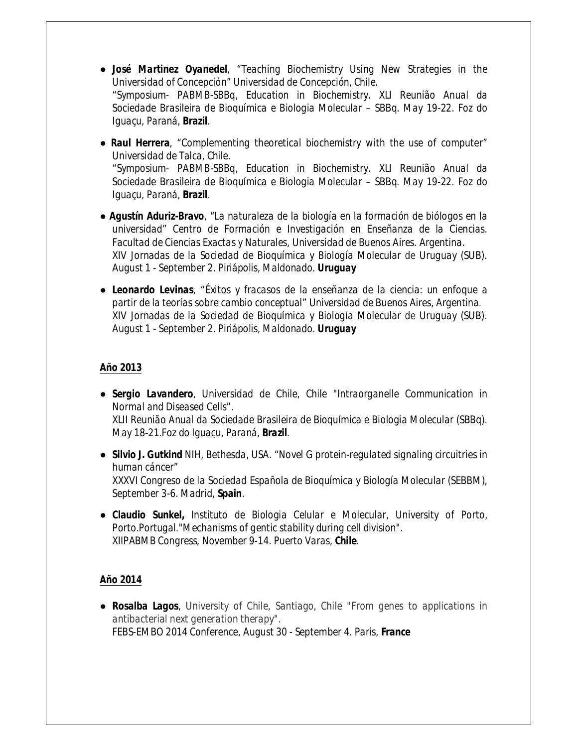- ***José Martinez Oyanedel***, *"Teaching Biochemistry Using New Strategies in the Universidad of Concepción" Universidad de Concepción, Chile.*
  *"Symposium- PABMB-SBBq, Education in Biochemistry. XLI Reunião Anual da Sociedade Brasileira de Bioquímica e Biologia Molecular – SBBq. May 19-22. Foz do Iguaçu, Paraná,* ***Brazil****.*

- ***Raul Herrera***, *"Complementing theoretical biochemistry with the use of computer" Universidad de Talca, Chile.*
  *"Symposium- PABMB-SBBq, Education in Biochemistry. XLI Reunião Anual da Sociedade Brasileira de Bioquímica e Biologia Molecular – SBBq. May 19-22. Foz do Iguaçu, Paraná,* ***Brazil****.*

- ***Agustín Aduriz-Bravo***, *"La naturaleza de la biología en la formación de biólogos en la universidad" Centro de Formación e Investigación en Enseñanza de la Ciencias. Facultad de Ciencias Exactas y Naturales, Universidad de Buenos Aires. Argentina.*
  *XIV Jornadas de la Sociedad de Bioquímica y Biología Molecular de Uruguay (SUB). August 1 - September 2. Piriápolis, Maldonado.* ***Uruguay***

- ***Leonardo Levinas***, *"Éxitos y fracasos de la enseñanza de la ciencia: un enfoque a partir de la teorías sobre cambio conceptual" Universidad de Buenos Aires, Argentina.*
  *XIV Jornadas de la Sociedad de Bioquímica y Biología Molecular de Uruguay (SUB). August 1 - September 2. Piriápolis, Maldonado.* ***Uruguay***

## Año 2013

- ***Sergio Lavandero***, *Universidad de Chile, Chile "Intraorganelle Communication in Normal and Diseased Cells".*
  *XLII Reunião Anual da Sociedade Brasileira de Bioquímica e Biologia Molecular (SBBq). May 18-21.Foz do Iguaçu, Paraná,* ***Brazil****.*

- ***Silvio J. Gutkind*** *NIH, Bethesda, USA. "Novel G protein-regulated signaling circuitries in human cáncer"*
  *XXXVI Congreso de la Sociedad Española de Bioquímica y Biología Molecular (SEBBM), September 3-6. Madrid,* ***Spain****.*

- ***Claudio Sunkel,*** *Instituto de Biologia Celular e Molecular, University of Porto, Porto.Portugal."Mechanisms of gentic stability during cell division".*
  *XIIPABMB Congress, November 9-14. Puerto Varas,* ***Chile****.*

## Año 2014

- ***Rosalba Lagos***, *University of Chile, Santiago, Chile "From genes to applications in antibacterial next generation therapy".*
  *FEBS-EMBO 2014 Conference, August 30 - September 4. Paris,* ***France***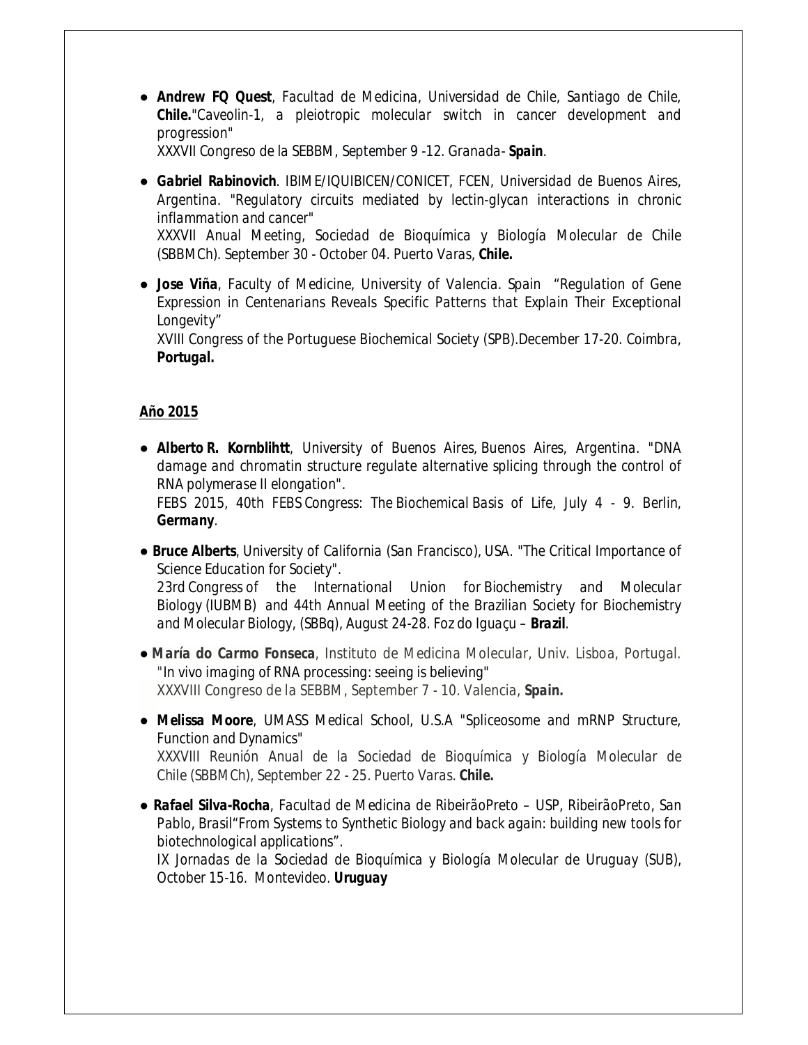- **Andrew FQ Quest**, Facultad de Medicina, Universidad de Chile, Santiago de Chile, **Chile.**"Caveolin-1, a pleiotropic molecular switch in cancer development and progression"
  XXXVII Congreso de la SEBBM, September 9 -12. Granada- ***Spain***.

- ***Gabriel Rabinovich***. IBIME/IQUIBICEN/CONICET, FCEN, Universidad de Buenos Aires, Argentina. "Regulatory circuits mediated by lectin-glycan interactions in chronic inflammation and cancer"
  XXXVII Anual Meeting, Sociedad de Bioquímica y Biología Molecular de Chile (SBBMCh). September 30 - October 04. Puerto Varas, **Chile.**

- ***Jose Viña***, Faculty of Medicine, University of Valencia. Spain "Regulation of Gene Expression in Centenarians Reveals Specific Patterns that Explain Their Exceptional Longevity"
  XVIII Congress of the Portuguese Biochemical Society (SPB).December 17-20. Coimbra, **Portugal.**

**Año 2015**

- **Alberto R. Kornblihtt**, University of Buenos Aires, Buenos Aires, Argentina. "DNA damage and chromatin structure regulate alternative splicing through the control of RNA polymerase II elongation".
  FEBS 2015, 40th FEBS Congress: The Biochemical Basis of Life, July 4 - 9. Berlin, ***Germany***.

- **Bruce Alberts**, University of California (San Francisco), USA. "The Critical Importance of Science Education for Society".
  23rd Congress of the International Union for Biochemistry and Molecular Biology (IUBMB) and 44th Annual Meeting of the Brazilian Society for Biochemistry and Molecular Biology, (SBBq), August 24-28. Foz do Iguaçu – ***Brazil***.

- ***María do Carmo Fonseca***, Instituto de Medicina Molecular, Univ. Lisboa, Portugal. "In vivo imaging of RNA processing: seeing is believing"
  XXXVIII Congreso de la SEBBM, September 7 - 10. Valencia, ***Spain.***

- **Melissa Moore**, UMASS Medical School, U.S.A "Spliceosome and mRNP Structure, Function and Dynamics"
  XXXVIII Reunión Anual de la Sociedad de Bioquímica y Biología Molecular de Chile (SBBMCh), September 22 - 25. Puerto Varas. **Chile.**

- **Rafael Silva-Rocha**, Facultad de Medicina de RibeirãoPreto – USP, RibeirãoPreto, San Pablo, Brasil"From Systems to Synthetic Biology and back again: building new tools for biotechnological applications".
  IX Jornadas de la Sociedad de Bioquímica y Biología Molecular de Uruguay (SUB), October 15-16. Montevideo. ***Uruguay***